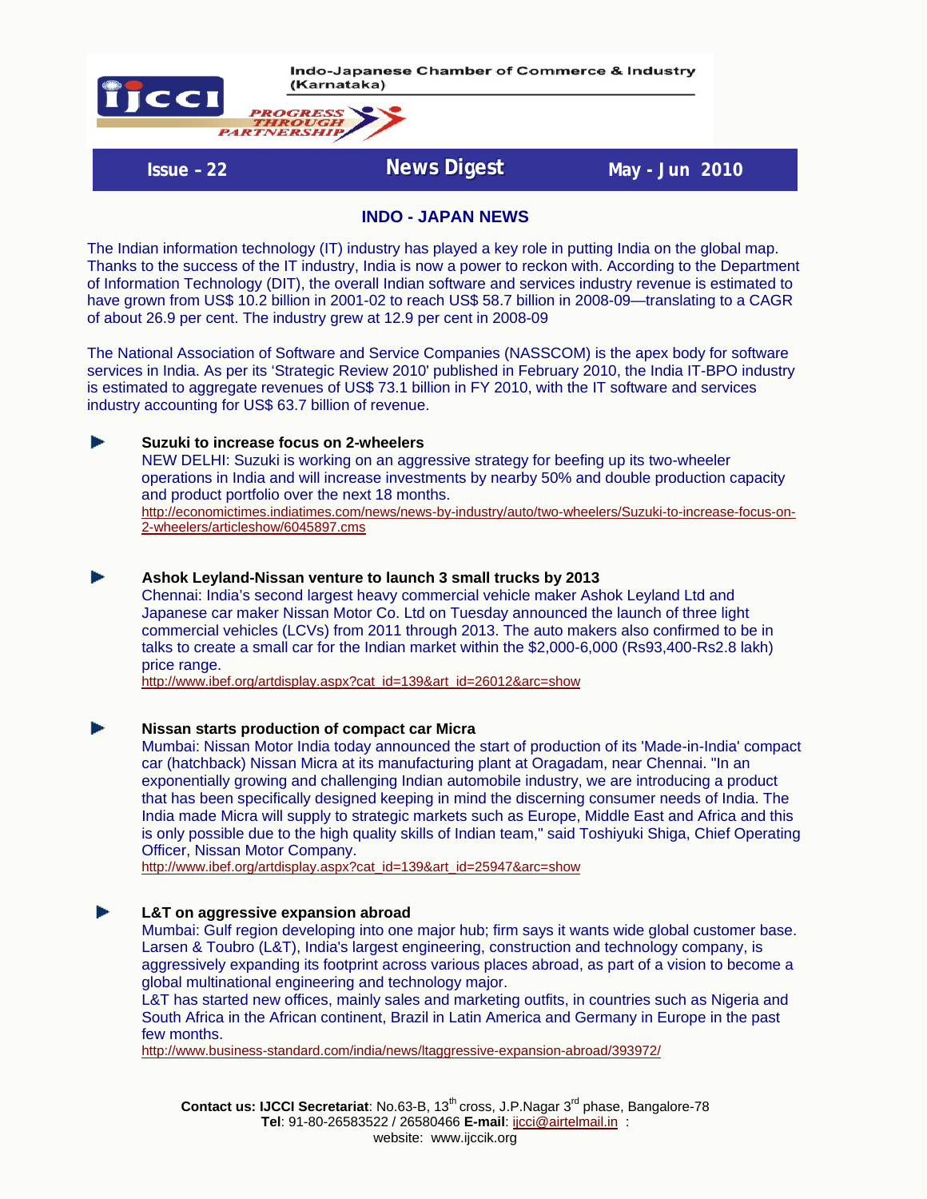Indo-Japanese Chamber of Commerce & Industry (Karnataka)

IJCCI — PROGRESS THROUGH PARTNERSHIP

**Issue – 22** | **News Digest** | **May - Jun 2010**

## INDO - JAPAN NEWS

The Indian information technology (IT) industry has played a key role in putting India on the global map. Thanks to the success of the IT industry, India is now a power to reckon with. According to the Department of Information Technology (DIT), the overall Indian software and services industry revenue is estimated to have grown from US$ 10.2 billion in 2001-02 to reach US$ 58.7 billion in 2008-09—translating to a CAGR of about 26.9 per cent. The industry grew at 12.9 per cent in 2008-09

The National Association of Software and Service Companies (NASSCOM) is the apex body for software services in India. As per its 'Strategic Review 2010' published in February 2010, the India IT-BPO industry is estimated to aggregate revenues of US$ 73.1 billion in FY 2010, with the IT software and services industry accounting for US$ 63.7 billion of revenue.

- **Suzuki to increase focus on 2-wheelers**
  NEW DELHI: Suzuki is working on an aggressive strategy for beefing up its two-wheeler operations in India and will increase investments by nearby 50% and double production capacity and product portfolio over the next 18 months.
  http://economictimes.indiatimes.com/news/news-by-industry/auto/two-wheelers/Suzuki-to-increase-focus-on-2-wheelers/articleshow/6045897.cms

- **Ashok Leyland-Nissan venture to launch 3 small trucks by 2013**
  Chennai: India's second largest heavy commercial vehicle maker Ashok Leyland Ltd and Japanese car maker Nissan Motor Co. Ltd on Tuesday announced the launch of three light commercial vehicles (LCVs) from 2011 through 2013. The auto makers also confirmed to be in talks to create a small car for the Indian market within the $2,000-6,000 (Rs93,400-Rs2.8 lakh) price range.
  http://www.ibef.org/artdisplay.aspx?cat_id=139&art_id=26012&arc=show

- **Nissan starts production of compact car Micra**
  Mumbai: Nissan Motor India today announced the start of production of its 'Made-in-India' compact car (hatchback) Nissan Micra at its manufacturing plant at Oragadam, near Chennai. "In an exponentially growing and challenging Indian automobile industry, we are introducing a product that has been specifically designed keeping in mind the discerning consumer needs of India. The India made Micra will supply to strategic markets such as Europe, Middle East and Africa and this is only possible due to the high quality skills of Indian team," said Toshiyuki Shiga, Chief Operating Officer, Nissan Motor Company.
  http://www.ibef.org/artdisplay.aspx?cat_id=139&art_id=25947&arc=show

- **L&T on aggressive expansion abroad**
  Mumbai: Gulf region developing into one major hub; firm says it wants wide global customer base. Larsen & Toubro (L&T), India's largest engineering, construction and technology company, is aggressively expanding its footprint across various places abroad, as part of a vision to become a global multinational engineering and technology major.
  L&T has started new offices, mainly sales and marketing outfits, in countries such as Nigeria and South Africa in the African continent, Brazil in Latin America and Germany in Europe in the past few months.
  http://www.business-standard.com/india/news/ltaggressive-expansion-abroad/393972/

**Contact us: IJCCI Secretariat**: No.63-B, 13th cross, J.P.Nagar 3rd phase, Bangalore-78
**Tel**: 91-80-26583522 / 26580466 **E-mail**: ijcci@airtelmail.in :
website: www.ijccik.org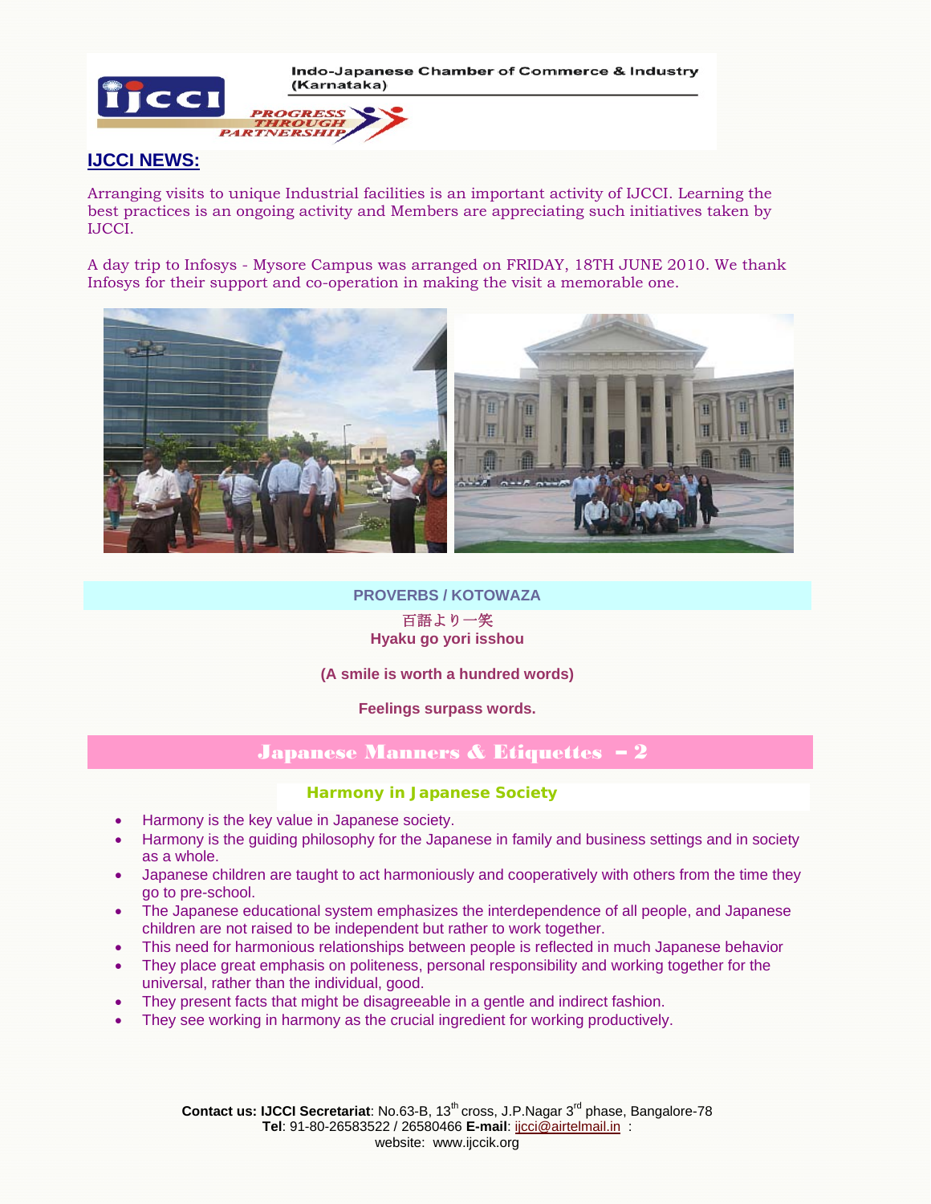Indo-Japanese Chamber of Commerce & Industry (Karnataka)

PROGRESS THROUGH PARTNERSHIP

## IJCCI NEWS:

Arranging visits to unique Industrial facilities is an important activity of IJCCI. Learning the best practices is an ongoing activity and Members are appreciating such initiatives taken by IJCCI.

A day trip to Infosys - Mysore Campus was arranged on FRIDAY, 18TH JUNE 2010. We thank Infosys for their support and co-operation in making the visit a memorable one.

### PROVERBS / KOTOWAZA

百語より一笑

**Hyaku go yori isshou**

**(A smile is worth a hundred words)**

**Feelings surpass words.**

## Japanese Manners & Etiquettes – 2

### Harmony in Japanese Society

- Harmony is the key value in Japanese society.
- Harmony is the guiding philosophy for the Japanese in family and business settings and in society as a whole.
- Japanese children are taught to act harmoniously and cooperatively with others from the time they go to pre-school.
- The Japanese educational system emphasizes the interdependence of all people, and Japanese children are not raised to be independent but rather to work together.
- This need for harmonious relationships between people is reflected in much Japanese behavior
- They place great emphasis on politeness, personal responsibility and working together for the universal, rather than the individual, good.
- They present facts that might be disagreeable in a gentle and indirect fashion.
- They see working in harmony as the crucial ingredient for working productively.

**Contact us: IJCCI Secretariat**: No.63-B, 13th cross, J.P.Nagar 3rd phase, Bangalore-78
**Tel**: 91-80-26583522 / 26580466 **E-mail**: ijcci@airtelmail.in :
website: www.ijccik.org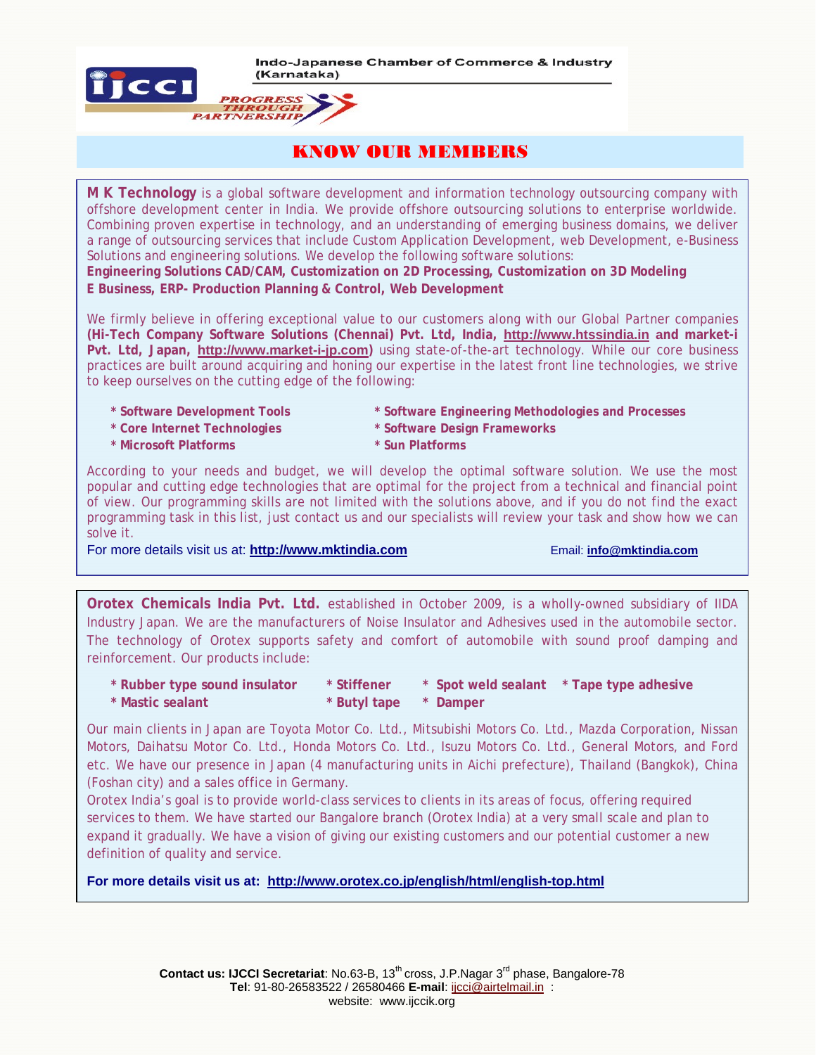Indo-Japanese Chamber of Commerce & Industry (Karnataka)

IJCCI

PROGRESS THROUGH PARTNERSHIP

# KNOW OUR MEMBERS

**M K Technology** is a global software development and information technology outsourcing company with offshore development center in India. We provide offshore outsourcing solutions to enterprise worldwide. Combining proven expertise in technology, and an understanding of emerging business domains, we deliver a range of outsourcing services that include Custom Application Development, web Development, e-Business Solutions and engineering solutions. We develop the following software solutions:
**Engineering Solutions CAD/CAM, Customization on 2D Processing, Customization on 3D Modeling**
**E Business, ERP- Production Planning & Control, Web Development**

We firmly believe in offering exceptional value to our customers along with our Global Partner companies **(Hi-Tech Company Software Solutions (Chennai) Pvt. Ltd, India, http://www.htssindia.in and market-i Pvt. Ltd, Japan, http://www.market-i-jp.com)** using state-of-the-art technology. While our core business practices are built around acquiring and honing our expertise in the latest front line technologies, we strive to keep ourselves on the cutting edge of the following:

- **Software Development Tools**
- **Core Internet Technologies**
- **Microsoft Platforms**
- **Software Engineering Methodologies and Processes**
- **Software Design Frameworks**
- **Sun Platforms**

According to your needs and budget, we will develop the optimal software solution. We use the most popular and cutting edge technologies that are optimal for the project from a technical and financial point of view. Our programming skills are not limited with the solutions above, and if you do not find the exact programming task in this list, just contact us and our specialists will review your task and show how we can solve it.

For more details visit us at: **http://www.mktindia.com** Email: **info@mktindia.com**

**Orotex Chemicals India Pvt. Ltd.** established in October 2009, is a wholly-owned subsidiary of IIDA Industry Japan. We are the manufacturers of Noise Insulator and Adhesives used in the automobile sector. The technology of Orotex supports safety and comfort of automobile with sound proof damping and reinforcement. Our products include:

- **Rubber type sound insulator**
- **Mastic sealant**
- **Stiffener**
- **Butyl tape**
- **Spot weld sealant**
- **Damper**
- **Tape type adhesive**

Our main clients in Japan are Toyota Motor Co. Ltd., Mitsubishi Motors Co. Ltd., Mazda Corporation, Nissan Motors, Daihatsu Motor Co. Ltd., Honda Motors Co. Ltd., Isuzu Motors Co. Ltd., General Motors, and Ford etc. We have our presence in Japan (4 manufacturing units in Aichi prefecture), Thailand (Bangkok), China (Foshan city) and a sales office in Germany.
Orotex India's goal is to provide world-class services to clients in its areas of focus, offering required services to them. We have started our Bangalore branch (Orotex India) at a very small scale and plan to expand it gradually. We have a vision of giving our existing customers and our potential customer a new definition of quality and service.

**For more details visit us at: http://www.orotex.co.jp/english/html/english-top.html**

**Contact us: IJCCI Secretariat**: No.63-B, 13th cross, J.P.Nagar 3rd phase, Bangalore-78
**Tel**: 91-80-26583522 / 26580466 **E-mail**: ijcci@airtelmail.in :
website: www.ijccik.org